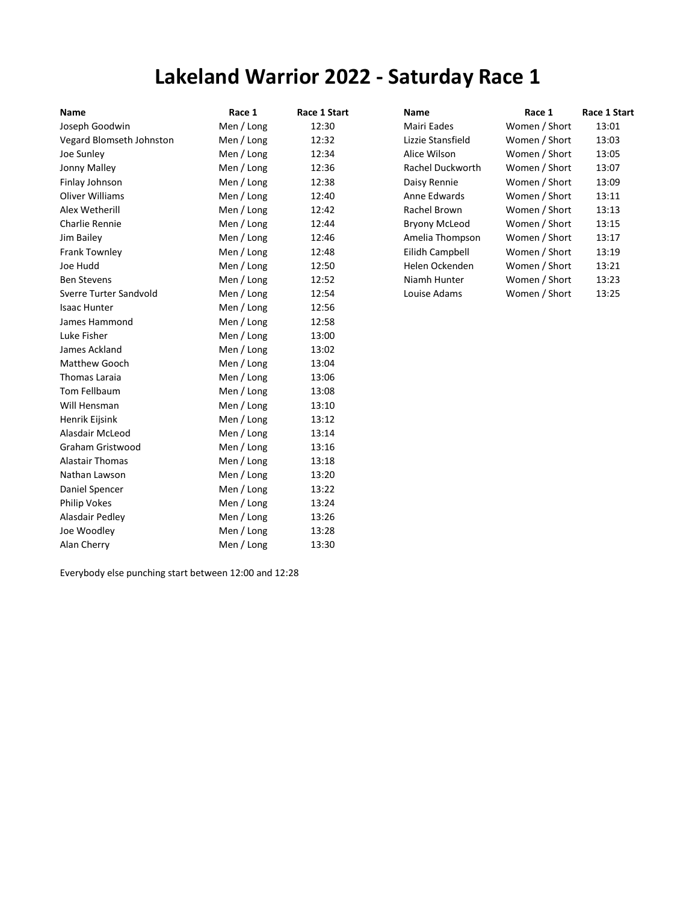# Lakeland Warrior 2022 - Saturday Race 1

| Name | Race 1 | Race 1 Start |
|---|---|---|
| Joseph Goodwin | Men / Long | 12:30 |
| Vegard Blomseth Johnston | Men / Long | 12:32 |
| Joe Sunley | Men / Long | 12:34 |
| Jonny Malley | Men / Long | 12:36 |
| Finlay Johnson | Men / Long | 12:38 |
| Oliver Williams | Men / Long | 12:40 |
| Alex Wetherill | Men / Long | 12:42 |
| Charlie Rennie | Men / Long | 12:44 |
| Jim Bailey | Men / Long | 12:46 |
| Frank Townley | Men / Long | 12:48 |
| Joe Hudd | Men / Long | 12:50 |
| Ben Stevens | Men / Long | 12:52 |
| Sverre Turter Sandvold | Men / Long | 12:54 |
| Isaac Hunter | Men / Long | 12:56 |
| James Hammond | Men / Long | 12:58 |
| Luke Fisher | Men / Long | 13:00 |
| James Ackland | Men / Long | 13:02 |
| Matthew Gooch | Men / Long | 13:04 |
| Thomas Laraia | Men / Long | 13:06 |
| Tom Fellbaum | Men / Long | 13:08 |
| Will Hensman | Men / Long | 13:10 |
| Henrik Eijsink | Men / Long | 13:12 |
| Alasdair McLeod | Men / Long | 13:14 |
| Graham Gristwood | Men / Long | 13:16 |
| Alastair Thomas | Men / Long | 13:18 |
| Nathan Lawson | Men / Long | 13:20 |
| Daniel Spencer | Men / Long | 13:22 |
| Philip Vokes | Men / Long | 13:24 |
| Alasdair Pedley | Men / Long | 13:26 |
| Joe Woodley | Men / Long | 13:28 |
| Alan Cherry | Men / Long | 13:30 |

| Name | Race 1 | Race 1 Start |
|---|---|---|
| Mairi Eades | Women / Short | 13:01 |
| Lizzie Stansfield | Women / Short | 13:03 |
| Alice Wilson | Women / Short | 13:05 |
| Rachel Duckworth | Women / Short | 13:07 |
| Daisy Rennie | Women / Short | 13:09 |
| Anne Edwards | Women / Short | 13:11 |
| Rachel Brown | Women / Short | 13:13 |
| Bryony McLeod | Women / Short | 13:15 |
| Amelia Thompson | Women / Short | 13:17 |
| Eilidh Campbell | Women / Short | 13:19 |
| Helen Ockenden | Women / Short | 13:21 |
| Niamh Hunter | Women / Short | 13:23 |
| Louise Adams | Women / Short | 13:25 |

Everybody else punching start between 12:00 and 12:28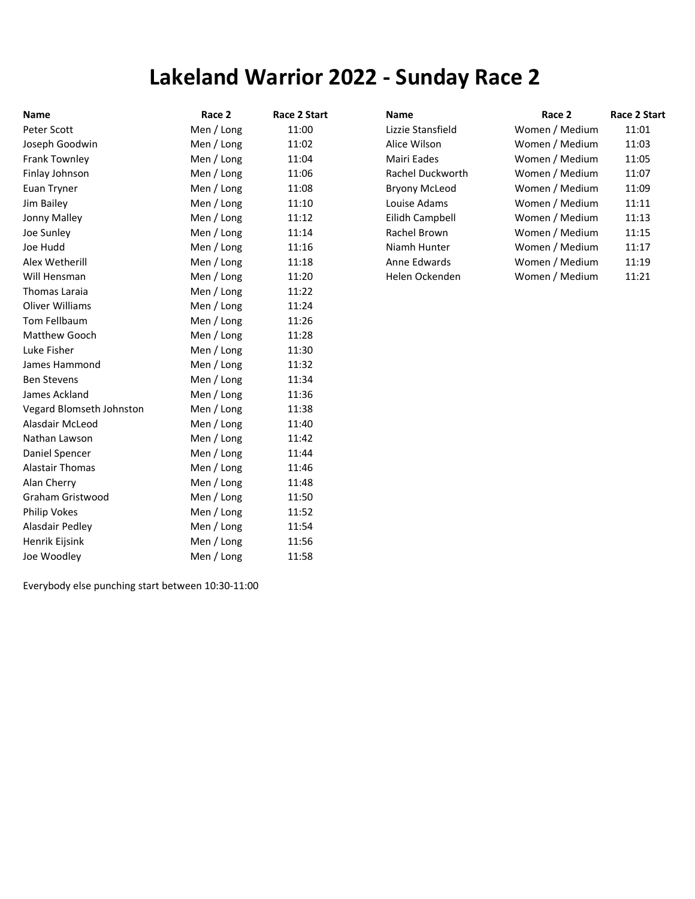# Lakeland Warrior 2022 - Sunday Race 2

| Name | Race 2 | Race 2 Start |
|---|---|---|
| Peter Scott | Men / Long | 11:00 |
| Joseph Goodwin | Men / Long | 11:02 |
| Frank Townley | Men / Long | 11:04 |
| Finlay Johnson | Men / Long | 11:06 |
| Euan Tryner | Men / Long | 11:08 |
| Jim Bailey | Men / Long | 11:10 |
| Jonny Malley | Men / Long | 11:12 |
| Joe Sunley | Men / Long | 11:14 |
| Joe Hudd | Men / Long | 11:16 |
| Alex Wetherill | Men / Long | 11:18 |
| Will Hensman | Men / Long | 11:20 |
| Thomas Laraia | Men / Long | 11:22 |
| Oliver Williams | Men / Long | 11:24 |
| Tom Fellbaum | Men / Long | 11:26 |
| Matthew Gooch | Men / Long | 11:28 |
| Luke Fisher | Men / Long | 11:30 |
| James Hammond | Men / Long | 11:32 |
| Ben Stevens | Men / Long | 11:34 |
| James Ackland | Men / Long | 11:36 |
| Vegard Blomseth Johnston | Men / Long | 11:38 |
| Alasdair McLeod | Men / Long | 11:40 |
| Nathan Lawson | Men / Long | 11:42 |
| Daniel Spencer | Men / Long | 11:44 |
| Alastair Thomas | Men / Long | 11:46 |
| Alan Cherry | Men / Long | 11:48 |
| Graham Gristwood | Men / Long | 11:50 |
| Philip Vokes | Men / Long | 11:52 |
| Alasdair Pedley | Men / Long | 11:54 |
| Henrik Eijsink | Men / Long | 11:56 |
| Joe Woodley | Men / Long | 11:58 |

| Name | Race 2 | Race 2 Start |
|---|---|---|
| Lizzie Stansfield | Women / Medium | 11:01 |
| Alice Wilson | Women / Medium | 11:03 |
| Mairi Eades | Women / Medium | 11:05 |
| Rachel Duckworth | Women / Medium | 11:07 |
| Bryony McLeod | Women / Medium | 11:09 |
| Louise Adams | Women / Medium | 11:11 |
| Eilidh Campbell | Women / Medium | 11:13 |
| Rachel Brown | Women / Medium | 11:15 |
| Niamh Hunter | Women / Medium | 11:17 |
| Anne Edwards | Women / Medium | 11:19 |
| Helen Ockenden | Women / Medium | 11:21 |

Everybody else punching start between 10:30-11:00